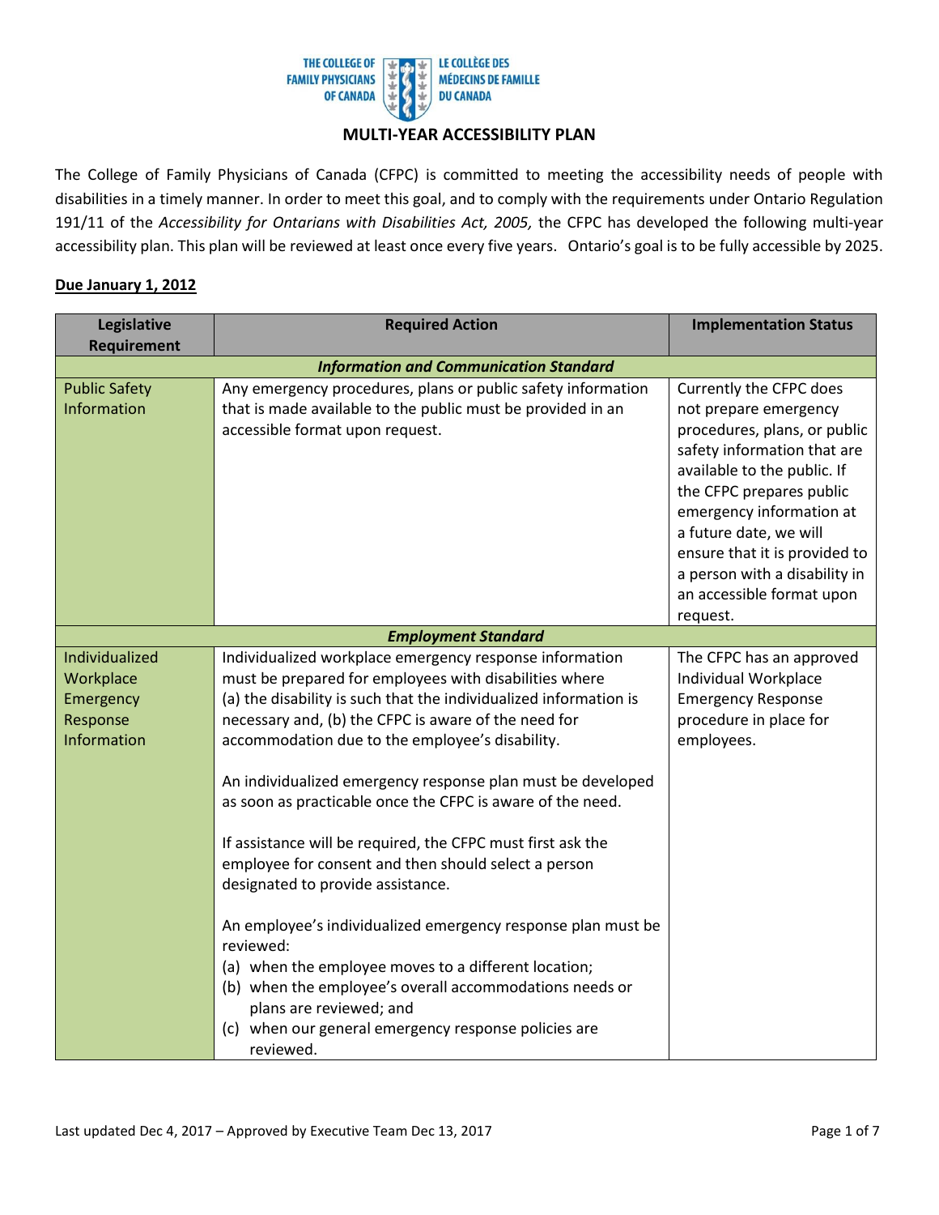THE COLLEGE OF FAMILY PHYSICIANS OF CANADA | LE COLLÈGE DES MÉDECINS DE FAMILLE DU CANADA

# MULTI-YEAR ACCESSIBILITY PLAN

The College of Family Physicians of Canada (CFPC) is committed to meeting the accessibility needs of people with disabilities in a timely manner. In order to meet this goal, and to comply with the requirements under Ontario Regulation 191/11 of the *Accessibility for Ontarians with Disabilities Act, 2005,* the CFPC has developed the following multi-year accessibility plan. This plan will be reviewed at least once every five years. Ontario's goal is to be fully accessible by 2025.

**Due January 1, 2012**

| Legislative Requirement | Required Action | Implementation Status |
|---|---|---|
| ***Information and Communication Standard*** | | |
| Public Safety Information | Any emergency procedures, plans or public safety information that is made available to the public must be provided in an accessible format upon request. | Currently the CFPC does not prepare emergency procedures, plans, or public safety information that are available to the public. If the CFPC prepares public emergency information at a future date, we will ensure that it is provided to a person with a disability in an accessible format upon request. |
| ***Employment Standard*** | | |
| Individualized Workplace Emergency Response Information | Individualized workplace emergency response information must be prepared for employees with disabilities where (a) the disability is such that the individualized information is necessary and, (b) the CFPC is aware of the need for accommodation due to the employee's disability.<br><br>An individualized emergency response plan must be developed as soon as practicable once the CFPC is aware of the need.<br><br>If assistance will be required, the CFPC must first ask the employee for consent and then should select a person designated to provide assistance.<br><br>An employee's individualized emergency response plan must be reviewed:<br>(a) when the employee moves to a different location;<br>(b) when the employee's overall accommodations needs or plans are reviewed; and<br>(c) when our general emergency response policies are reviewed. | The CFPC has an approved Individual Workplace Emergency Response procedure in place for employees. |

Last updated Dec 4, 2017 – Approved by Executive Team Dec 13, 2017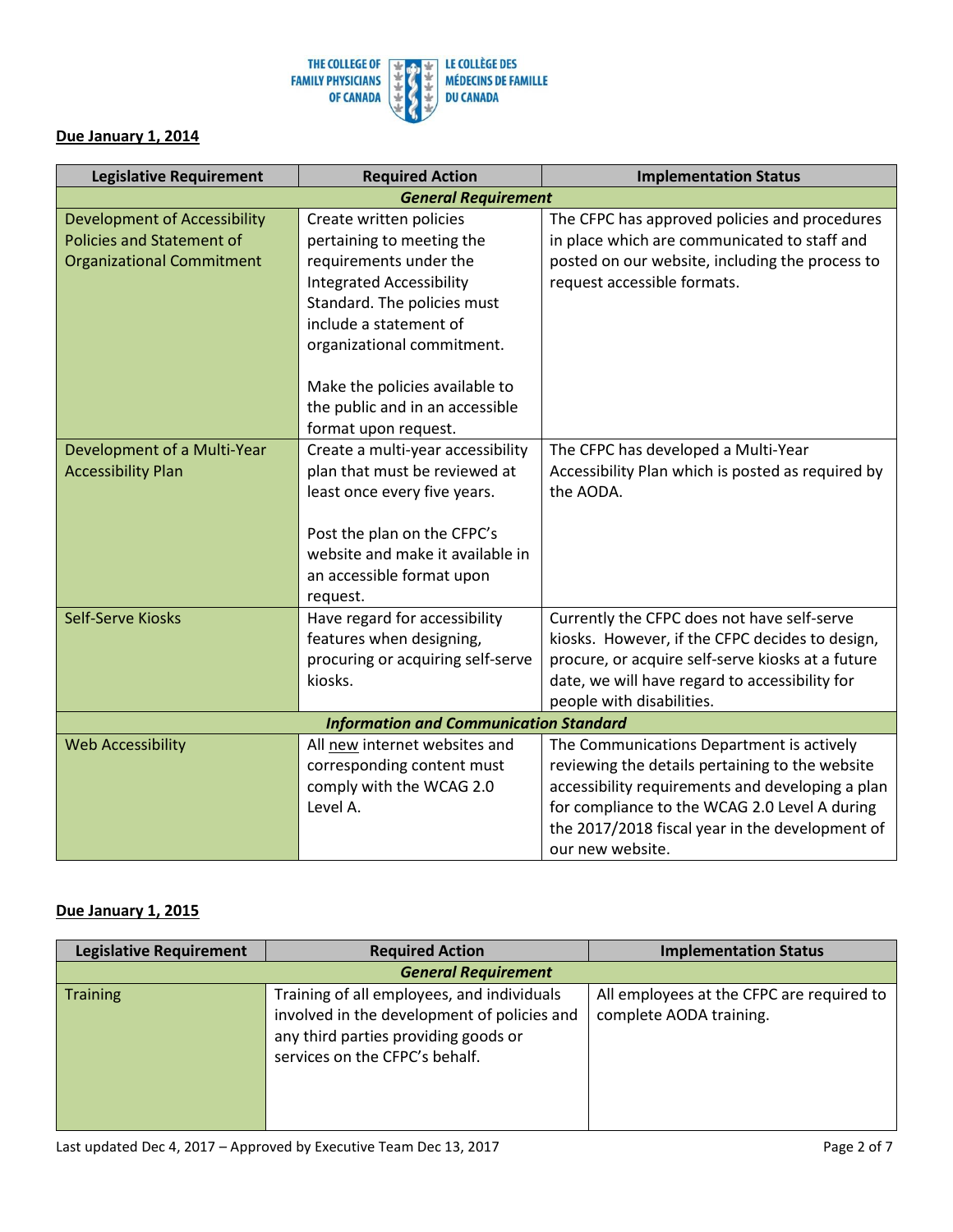**Due January 1, 2014**

| Legislative Requirement | Required Action | Implementation Status |
|---|---|---|
| ***General Requirement*** | | |
| Development of Accessibility Policies and Statement of Organizational Commitment | Create written policies pertaining to meeting the requirements under the Integrated Accessibility Standard. The policies must include a statement of organizational commitment.<br><br>Make the policies available to the public and in an accessible format upon request. | The CFPC has approved policies and procedures in place which are communicated to staff and posted on our website, including the process to request accessible formats. |
| Development of a Multi-Year Accessibility Plan | Create a multi-year accessibility plan that must be reviewed at least once every five years.<br><br>Post the plan on the CFPC's website and make it available in an accessible format upon request. | The CFPC has developed a Multi-Year Accessibility Plan which is posted as required by the AODA. |
| Self-Serve Kiosks | Have regard for accessibility features when designing, procuring or acquiring self-serve kiosks. | Currently the CFPC does not have self-serve kiosks. However, if the CFPC decides to design, procure, or acquire self-serve kiosks at a future date, we will have regard to accessibility for people with disabilities. |
| ***Information and Communication Standard*** | | |
| Web Accessibility | All new internet websites and corresponding content must comply with the WCAG 2.0 Level A. | The Communications Department is actively reviewing the details pertaining to the website accessibility requirements and developing a plan for compliance to the WCAG 2.0 Level A during the 2017/2018 fiscal year in the development of our new website. |

**Due January 1, 2015**

| Legislative Requirement | Required Action | Implementation Status |
|---|---|---|
| ***General Requirement*** | | |
| Training | Training of all employees, and individuals involved in the development of policies and any third parties providing goods or services on the CFPC's behalf. | All employees at the CFPC are required to complete AODA training. |

Last updated Dec 4, 2017 – Approved by Executive Team Dec 13, 2017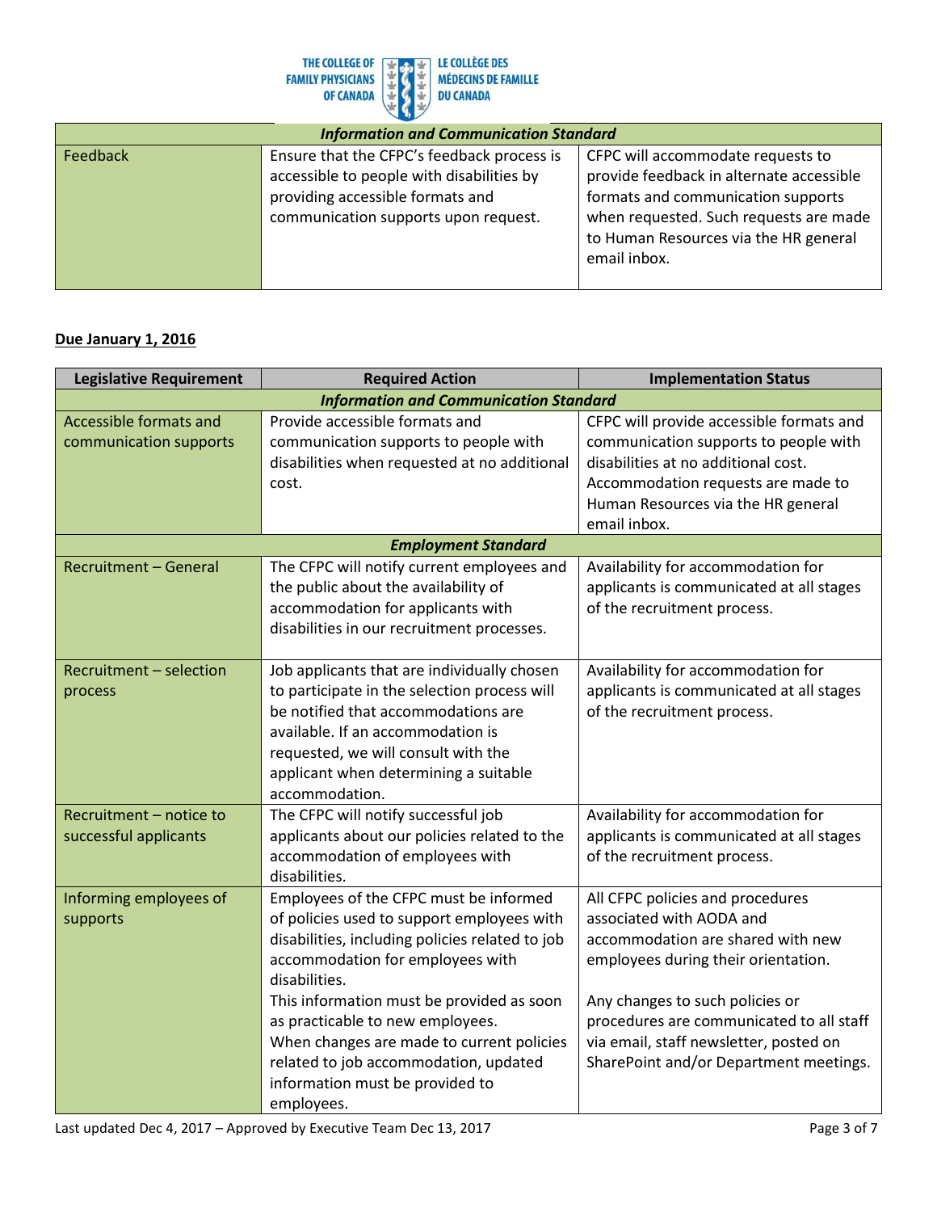| | | |
|---|---|---|
| ***Information and Communication Standard*** | | |
| Feedback | Ensure that the CFPC's feedback process is accessible to people with disabilities by providing accessible formats and communication supports upon request. | CFPC will accommodate requests to provide feedback in alternate accessible formats and communication supports when requested. Such requests are made to Human Resources via the HR general email inbox. |

**Due January 1, 2016**

| Legislative Requirement | Required Action | Implementation Status |
|---|---|---|
| ***Information and Communication Standard*** | | |
| Accessible formats and communication supports | Provide accessible formats and communication supports to people with disabilities when requested at no additional cost. | CFPC will provide accessible formats and communication supports to people with disabilities at no additional cost. Accommodation requests are made to Human Resources via the HR general email inbox. |
| ***Employment Standard*** | | |
| Recruitment – General | The CFPC will notify current employees and the public about the availability of accommodation for applicants with disabilities in our recruitment processes. | Availability for accommodation for applicants is communicated at all stages of the recruitment process. |
| Recruitment – selection process | Job applicants that are individually chosen to participate in the selection process will be notified that accommodations are available. If an accommodation is requested, we will consult with the applicant when determining a suitable accommodation. | Availability for accommodation for applicants is communicated at all stages of the recruitment process. |
| Recruitment – notice to successful applicants | The CFPC will notify successful job applicants about our policies related to the accommodation of employees with disabilities. | Availability for accommodation for applicants is communicated at all stages of the recruitment process. |
| Informing employees of supports | Employees of the CFPC must be informed of policies used to support employees with disabilities, including policies related to job accommodation for employees with disabilities.<br>This information must be provided as soon as practicable to new employees.<br>When changes are made to current policies related to job accommodation, updated information must be provided to employees. | All CFPC policies and procedures associated with AODA and accommodation are shared with new employees during their orientation.<br><br>Any changes to such policies or procedures are communicated to all staff via email, staff newsletter, posted on SharePoint and/or Department meetings. |

Last updated Dec 4, 2017 – Approved by Executive Team Dec 13, 2017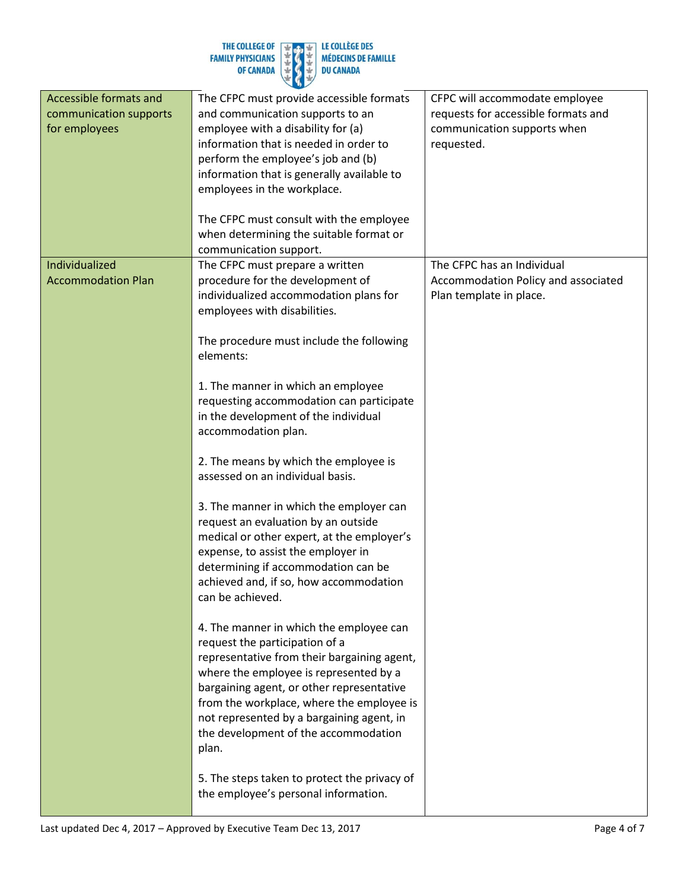| Accessible formats and communication supports for employees | The CFPC must provide accessible formats and communication supports to an employee with a disability for (a) information that is needed in order to perform the employee's job and (b) information that is generally available to employees in the workplace.<br><br>The CFPC must consult with the employee when determining the suitable format or communication support. | CFPC will accommodate employee requests for accessible formats and communication supports when requested. |
|---|---|---|
| Individualized Accommodation Plan | The CFPC must prepare a written procedure for the development of individualized accommodation plans for employees with disabilities.<br><br>The procedure must include the following elements:<br><br>1. The manner in which an employee requesting accommodation can participate in the development of the individual accommodation plan.<br><br>2. The means by which the employee is assessed on an individual basis.<br><br>3. The manner in which the employer can request an evaluation by an outside medical or other expert, at the employer's expense, to assist the employer in determining if accommodation can be achieved and, if so, how accommodation can be achieved.<br><br>4. The manner in which the employee can request the participation of a representative from their bargaining agent, where the employee is represented by a bargaining agent, or other representative from the workplace, where the employee is not represented by a bargaining agent, in the development of the accommodation plan.<br><br>5. The steps taken to protect the privacy of the employee's personal information. | The CFPC has an Individual Accommodation Policy and associated Plan template in place. |

Last updated Dec 4, 2017 – Approved by Executive Team Dec 13, 2017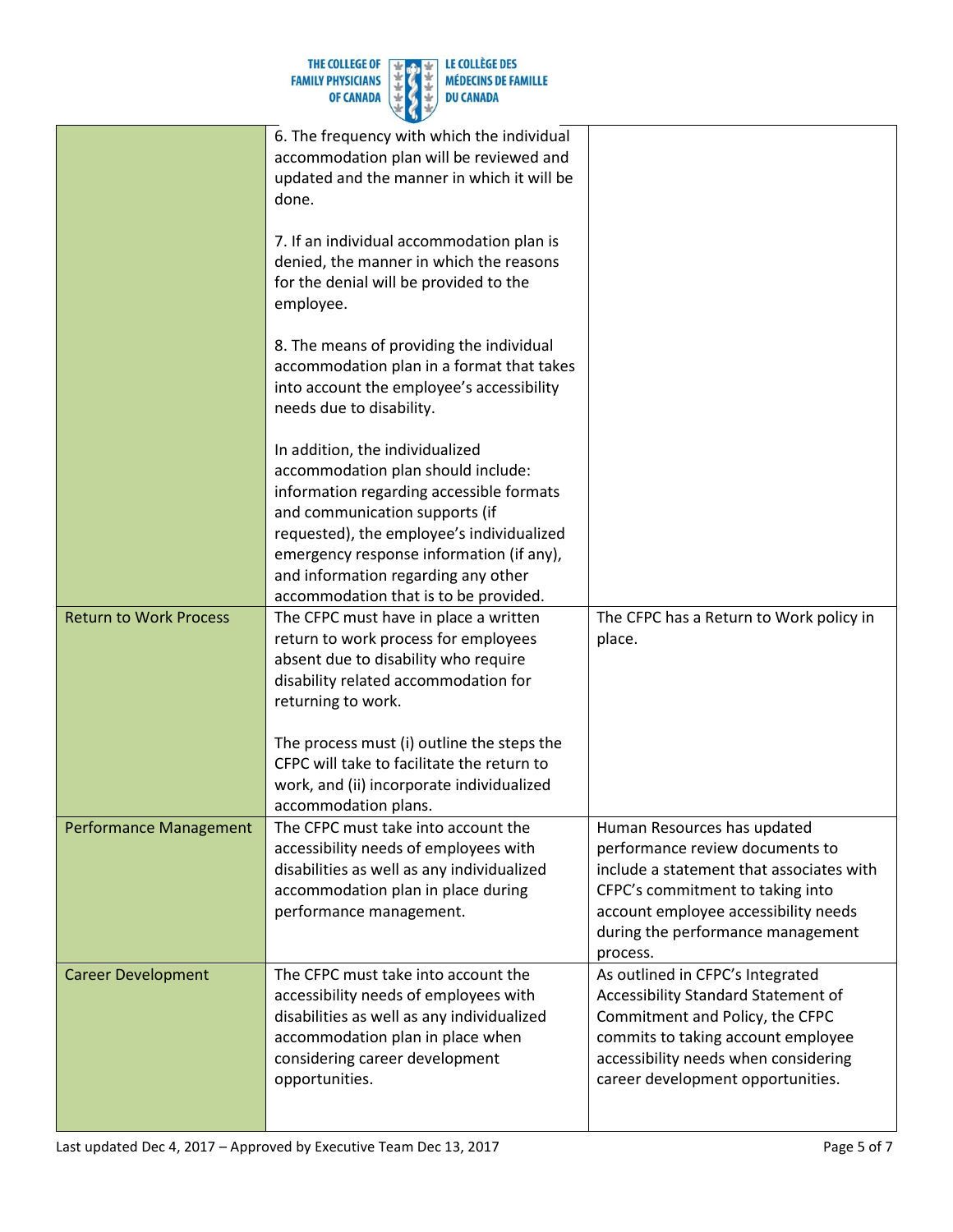| | | |
|---|---|---|
| | 6. The frequency with which the individual accommodation plan will be reviewed and updated and the manner in which it will be done.<br><br>7. If an individual accommodation plan is denied, the manner in which the reasons for the denial will be provided to the employee.<br><br>8. The means of providing the individual accommodation plan in a format that takes into account the employee's accessibility needs due to disability.<br><br>In addition, the individualized accommodation plan should include: information regarding accessible formats and communication supports (if requested), the employee's individualized emergency response information (if any), and information regarding any other accommodation that is to be provided. | |
| Return to Work Process | The CFPC must have in place a written return to work process for employees absent due to disability who require disability related accommodation for returning to work.<br><br>The process must (i) outline the steps the CFPC will take to facilitate the return to work, and (ii) incorporate individualized accommodation plans. | The CFPC has a Return to Work policy in place. |
| Performance Management | The CFPC must take into account the accessibility needs of employees with disabilities as well as any individualized accommodation plan in place during performance management. | Human Resources has updated performance review documents to include a statement that associates with CFPC's commitment to taking into account employee accessibility needs during the performance management process. |
| Career Development | The CFPC must take into account the accessibility needs of employees with disabilities as well as any individualized accommodation plan in place when considering career development opportunities. | As outlined in CFPC's Integrated Accessibility Standard Statement of Commitment and Policy, the CFPC commits to taking account employee accessibility needs when considering career development opportunities. |

Last updated Dec 4, 2017 – Approved by Executive Team Dec 13, 2017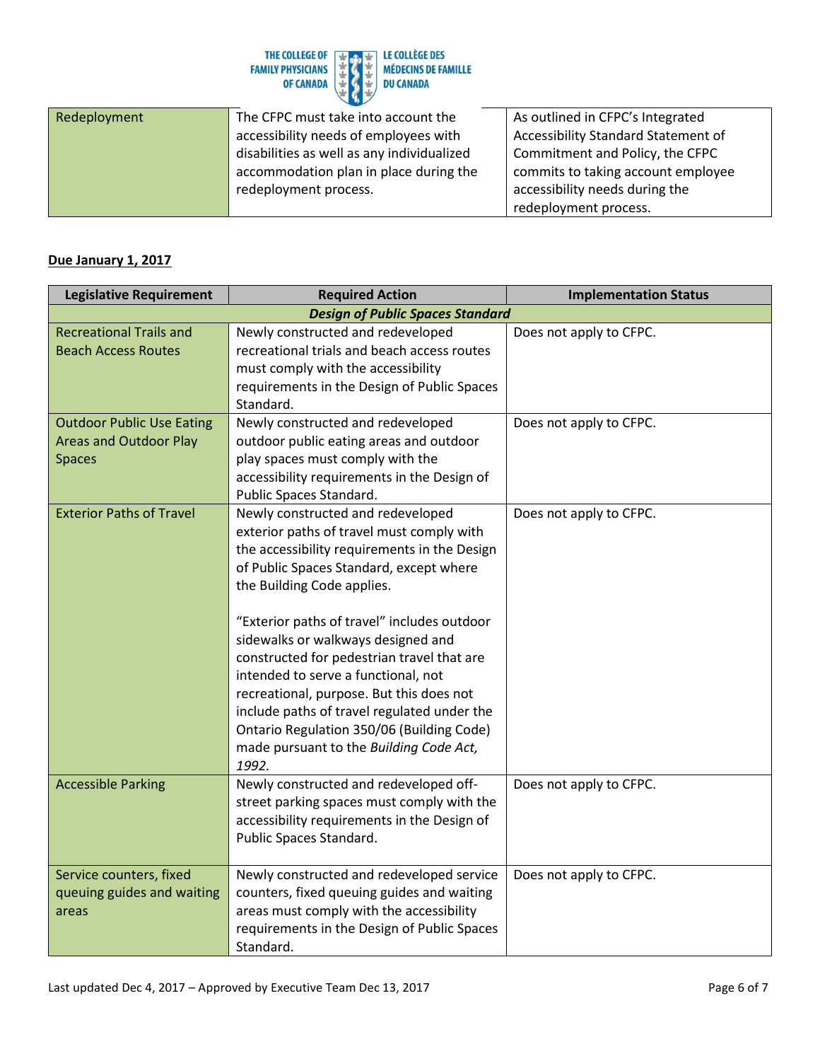| Redeployment | The CFPC must take into account the accessibility needs of employees with disabilities as well as any individualized accommodation plan in place during the redeployment process. | As outlined in CFPC's Integrated Accessibility Standard Statement of Commitment and Policy, the CFPC commits to taking account employee accessibility needs during the redeployment process. |
|---|---|---|

**Due January 1, 2017**

| Legislative Requirement | Required Action | Implementation Status |
|---|---|---|
| ***Design of Public Spaces Standard*** | | |
| Recreational Trails and Beach Access Routes | Newly constructed and redeveloped recreational trials and beach access routes must comply with the accessibility requirements in the Design of Public Spaces Standard. | Does not apply to CFPC. |
| Outdoor Public Use Eating Areas and Outdoor Play Spaces | Newly constructed and redeveloped outdoor public eating areas and outdoor play spaces must comply with the accessibility requirements in the Design of Public Spaces Standard. | Does not apply to CFPC. |
| Exterior Paths of Travel | Newly constructed and redeveloped exterior paths of travel must comply with the accessibility requirements in the Design of Public Spaces Standard, except where the Building Code applies.<br><br>"Exterior paths of travel" includes outdoor sidewalks or walkways designed and constructed for pedestrian travel that are intended to serve a functional, not recreational, purpose. But this does not include paths of travel regulated under the Ontario Regulation 350/06 (Building Code) made pursuant to the *Building Code Act, 1992.* | Does not apply to CFPC. |
| Accessible Parking | Newly constructed and redeveloped off-street parking spaces must comply with the accessibility requirements in the Design of Public Spaces Standard. | Does not apply to CFPC. |
| Service counters, fixed queuing guides and waiting areas | Newly constructed and redeveloped service counters, fixed queuing guides and waiting areas must comply with the accessibility requirements in the Design of Public Spaces Standard. | Does not apply to CFPC. |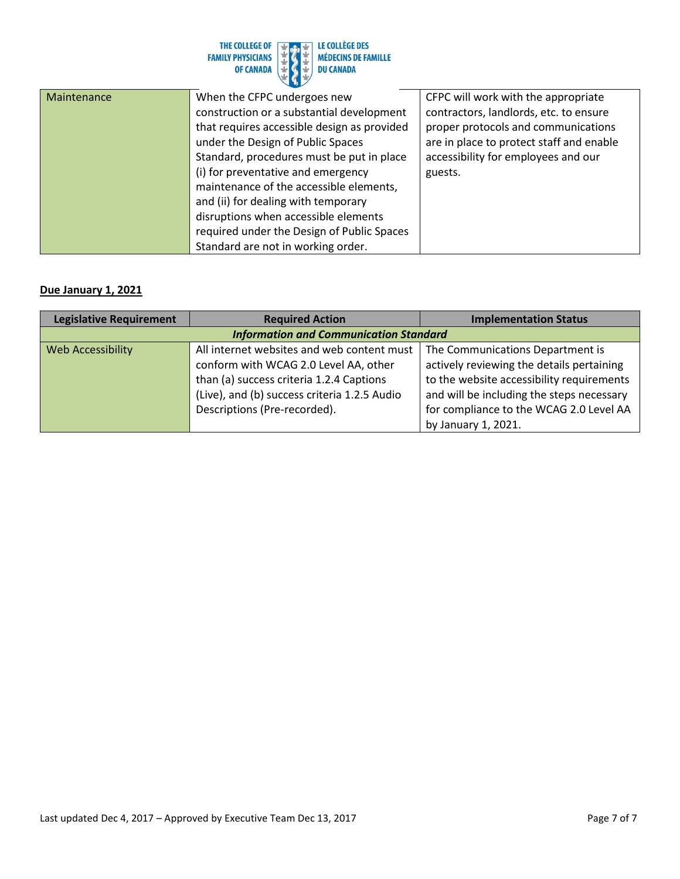| | | |
|---|---|---|
| Maintenance | When the CFPC undergoes new construction or a substantial development that requires accessible design as provided under the Design of Public Spaces Standard, procedures must be put in place (i) for preventative and emergency maintenance of the accessible elements, and (ii) for dealing with temporary disruptions when accessible elements required under the Design of Public Spaces Standard are not in working order. | CFPC will work with the appropriate contractors, landlords, etc. to ensure proper protocols and communications are in place to protect staff and enable accessibility for employees and our guests. |

**Due January 1, 2021**

| Legislative Requirement | Required Action | Implementation Status |
|---|---|---|
| ***Information and Communication Standard*** | | |
| Web Accessibility | All internet websites and web content must conform with WCAG 2.0 Level AA, other than (a) success criteria 1.2.4 Captions (Live), and (b) success criteria 1.2.5 Audio Descriptions (Pre-recorded). | The Communications Department is actively reviewing the details pertaining to the website accessibility requirements and will be including the steps necessary for compliance to the WCAG 2.0 Level AA by January 1, 2021. |

Last updated Dec 4, 2017 – Approved by Executive Team Dec 13, 2017